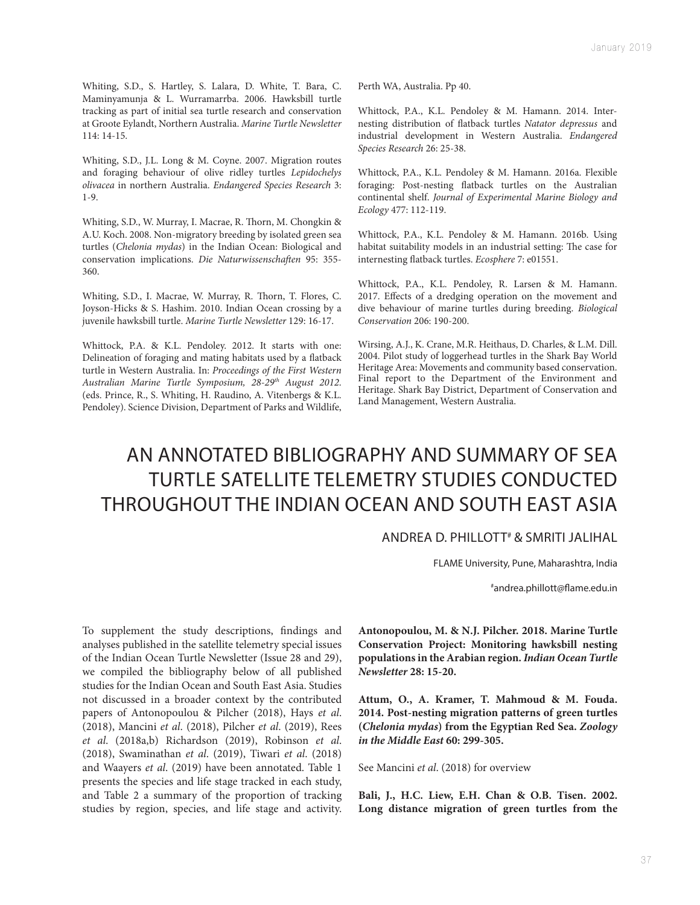Whiting, S.D., S. Hartley, S. Lalara, D. White, T. Bara, C. Maminyamunja & L. Wurramarrba. 2006. Hawksbill turtle tracking as part of initial sea turtle research and conservation at Groote Eylandt, Northern Australia. *Marine Turtle Newsletter* 114: 14-15.

Whiting, S.D., J.L. Long & M. Coyne. 2007. Migration routes and foraging behaviour of olive ridley turtles *Lepidochelys olivacea* in northern Australia. *Endangered Species Research* 3: 1-9.

Whiting, S.D., W. Murray, I. Macrae, R. Thorn, M. Chongkin & A.U. Koch. 2008. Non-migratory breeding by isolated green sea turtles (*Chelonia mydas*) in the Indian Ocean: Biological and conservation implications. *Die Naturwissenschaften* 95: 355-360.

Whiting, S.D., I. Macrae, W. Murray, R. Thorn, T. Flores, C. Joyson-Hicks & S. Hashim. 2010. Indian Ocean crossing by a juvenile hawksbill turtle. *Marine Turtle Newsletter* 129: 16-17.

Whittock, P.A. & K.L. Pendoley. 2012. It starts with one: Delineation of foraging and mating habitats used by a flatback turtle in Western Australia. In: *Proceedings of the First Western Australian Marine Turtle Symposium, 28-29th August 2012*. (eds. Prince, R., S. Whiting, H. Raudino, A. Vitenbergs & K.L. Pendoley). Science Division, Department of Parks and Wildlife, Perth WA, Australia. Pp 40.

Whittock, P.A., K.L. Pendoley & M. Hamann. 2014. Inter-nesting distribution of flatback turtles *Natator depressus* and industrial development in Western Australia. *Endangered Species Research* 26: 25-38.

Whittock, P.A., K.L. Pendoley & M. Hamann. 2016a. Flexible foraging: Post-nesting flatback turtles on the Australian continental shelf. *Journal of Experimental Marine Biology and Ecology* 477: 112-119.

Whittock, P.A., K.L. Pendoley & M. Hamann. 2016b. Using habitat suitability models in an industrial setting: The case for internesting flatback turtles. *Ecosphere* 7: e01551.

Whittock, P.A., K.L. Pendoley, R. Larsen & M. Hamann. 2017. Effects of a dredging operation on the movement and dive behaviour of marine turtles during breeding. *Biological Conservation* 206: 190-200.

Wirsing, A.J., K. Crane, M.R. Heithaus, D. Charles, & L.M. Dill. 2004. Pilot study of loggerhead turtles in the Shark Bay World Heritage Area: Movements and community based conservation. Final report to the Department of the Environment and Heritage. Shark Bay District, Department of Conservation and Land Management, Western Australia.

# AN ANNOTATED BIBLIOGRAPHY AND SUMMARY OF SEA TURTLE SATELLITE TELEMETRY STUDIES CONDUCTED THROUGHOUT THE INDIAN OCEAN AND SOUTH EAST ASIA

ANDREA D. PHILLOTT[#] & SMRITI JALIHAL

FLAME University, Pune, Maharashtra, India

[#]andrea.phillott@flame.edu.in

To supplement the study descriptions, findings and analyses published in the satellite telemetry special issues of the Indian Ocean Turtle Newsletter (Issue 28 and 29), we compiled the bibliography below of all published studies for the Indian Ocean and South East Asia. Studies not discussed in a broader context by the contributed papers of Antonopoulou & Pilcher (2018), Hays *et al*. (2018), Mancini *et al*. (2018), Pilcher *et al*. (2019), Rees *et al*. (2018a,b) Richardson (2019), Robinson *et al*. (2018), Swaminathan *et al*. (2019), Tiwari *et al*. (2018) and Waayers *et al*. (2019) have been annotated. Table 1 presents the species and life stage tracked in each study, and Table 2 a summary of the proportion of tracking studies by region, species, and life stage and activity.

**Antonopoulou, M. & N.J. Pilcher. 2018. Marine Turtle Conservation Project: Monitoring hawksbill nesting populations in the Arabian region. *Indian Ocean Turtle Newsletter* 28: 15-20.**

**Attum, O., A. Kramer, T. Mahmoud & M. Fouda. 2014. Post-nesting migration patterns of green turtles (*Chelonia mydas*) from the Egyptian Red Sea. *Zoology in the Middle East* 60: 299-305.**

See Mancini *et al*. (2018) for overview

**Bali, J., H.C. Liew, E.H. Chan & O.B. Tisen. 2002. Long distance migration of green turtles from the**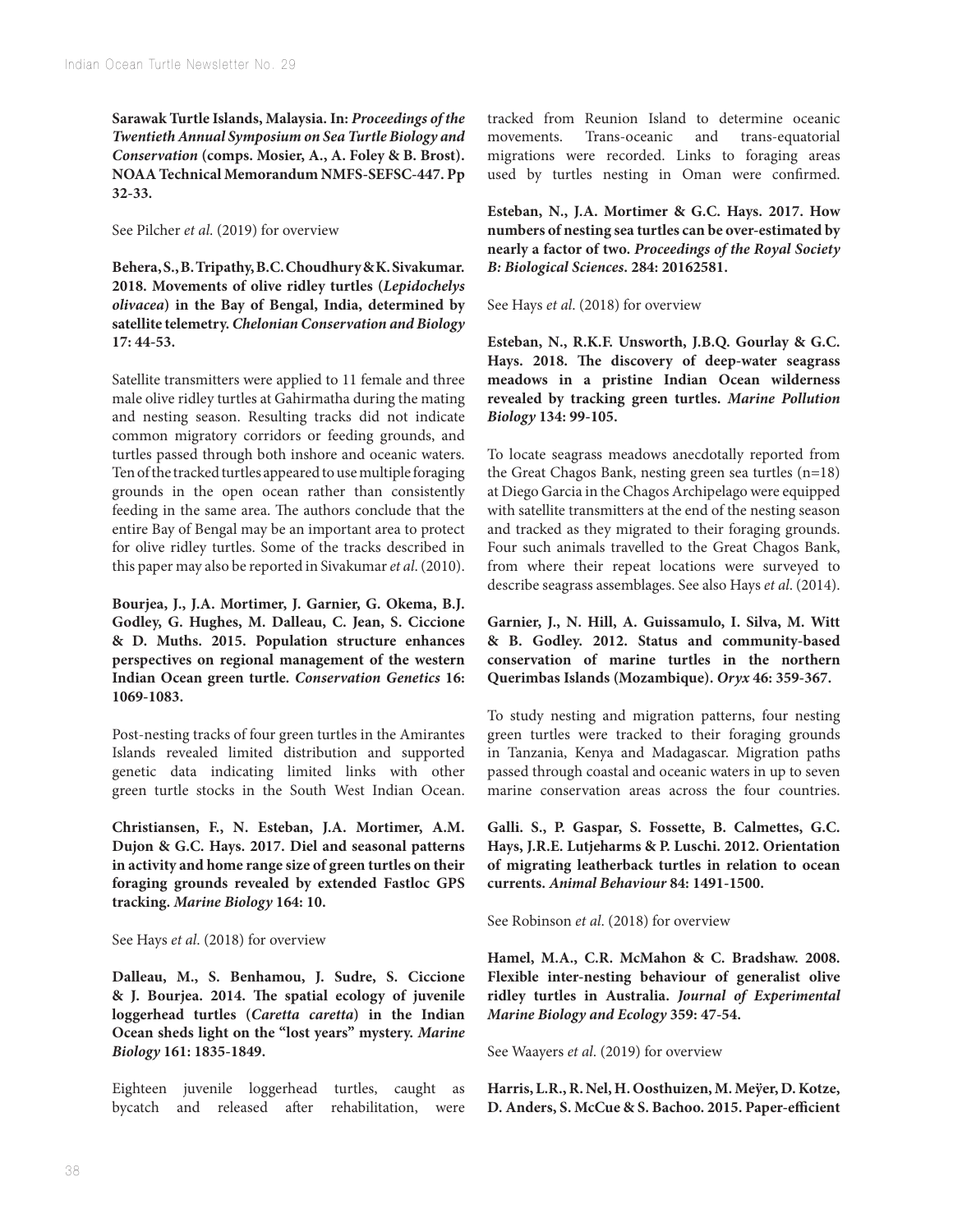**Sarawak Turtle Islands, Malaysia. In: *Proceedings of the Twentieth Annual Symposium on Sea Turtle Biology and Conservation* (comps. Mosier, A., A. Foley & B. Brost). NOAA Technical Memorandum NMFS-SEFSC-447. Pp 32-33.**

See Pilcher *et al*. (2019) for overview

**Behera, S., B. Tripathy, B.C. Choudhury & K. Sivakumar. 2018. Movements of olive ridley turtles (*Lepidochelys olivacea*) in the Bay of Bengal, India, determined by satellite telemetry. *Chelonian Conservation and Biology* 17: 44-53.**

Satellite transmitters were applied to 11 female and three male olive ridley turtles at Gahirmatha during the mating and nesting season. Resulting tracks did not indicate common migratory corridors or feeding grounds, and turtles passed through both inshore and oceanic waters. Ten of the tracked turtles appeared to use multiple foraging grounds in the open ocean rather than consistently feeding in the same area. The authors conclude that the entire Bay of Bengal may be an important area to protect for olive ridley turtles. Some of the tracks described in this paper may also be reported in Sivakumar *et al*. (2010).

**Bourjea, J., J.A. Mortimer, J. Garnier, G. Okema, B.J. Godley, G. Hughes, M. Dalleau, C. Jean, S. Ciccione & D. Muths. 2015. Population structure enhances perspectives on regional management of the western Indian Ocean green turtle. *Conservation Genetics* 16: 1069-1083.**

Post-nesting tracks of four green turtles in the Amirantes Islands revealed limited distribution and supported genetic data indicating limited links with other green turtle stocks in the South West Indian Ocean.

**Christiansen, F., N. Esteban, J.A. Mortimer, A.M. Dujon & G.C. Hays. 2017. Diel and seasonal patterns in activity and home range size of green turtles on their foraging grounds revealed by extended Fastloc GPS tracking. *Marine Biology* 164: 10.**

See Hays *et al*. (2018) for overview

**Dalleau, M., S. Benhamou, J. Sudre, S. Ciccione & J. Bourjea. 2014. The spatial ecology of juvenile loggerhead turtles (*Caretta caretta*) in the Indian Ocean sheds light on the "lost years" mystery. *Marine Biology* 161: 1835-1849.**

Eighteen juvenile loggerhead turtles, caught as bycatch and released after rehabilitation, were tracked from Reunion Island to determine oceanic movements. Trans-oceanic and trans-equatorial migrations were recorded. Links to foraging areas used by turtles nesting in Oman were confirmed.

**Esteban, N., J.A. Mortimer & G.C. Hays. 2017. How numbers of nesting sea turtles can be over-estimated by nearly a factor of two. *Proceedings of the Royal Society B: Biological Sciences*. 284: 20162581.**

See Hays *et al*. (2018) for overview

**Esteban, N., R.K.F. Unsworth, J.B.Q. Gourlay & G.C. Hays. 2018. The discovery of deep-water seagrass meadows in a pristine Indian Ocean wilderness revealed by tracking green turtles. *Marine Pollution Biology* 134: 99-105.**

To locate seagrass meadows anecdotally reported from the Great Chagos Bank, nesting green sea turtles (n=18) at Diego Garcia in the Chagos Archipelago were equipped with satellite transmitters at the end of the nesting season and tracked as they migrated to their foraging grounds. Four such animals travelled to the Great Chagos Bank, from where their repeat locations were surveyed to describe seagrass assemblages. See also Hays *et al*. (2014).

**Garnier, J., N. Hill, A. Guissamulo, I. Silva, M. Witt & B. Godley. 2012. Status and community-based conservation of marine turtles in the northern Querimbas Islands (Mozambique). *Oryx* 46: 359-367.**

To study nesting and migration patterns, four nesting green turtles were tracked to their foraging grounds in Tanzania, Kenya and Madagascar. Migration paths passed through coastal and oceanic waters in up to seven marine conservation areas across the four countries.

**Galli. S., P. Gaspar, S. Fossette, B. Calmettes, G.C. Hays, J.R.E. Lutjeharms & P. Luschi. 2012. Orientation of migrating leatherback turtles in relation to ocean currents. *Animal Behaviour* 84: 1491-1500.**

See Robinson *et al*. (2018) for overview

**Hamel, M.A., C.R. McMahon & C. Bradshaw. 2008. Flexible inter-nesting behaviour of generalist olive ridley turtles in Australia. *Journal of Experimental Marine Biology and Ecology* 359: 47-54.**

See Waayers *et al*. (2019) for overview

**Harris, L.R., R. Nel, H. Oosthuizen, M. Meÿer, D. Kotze, D. Anders, S. McCue & S. Bachoo. 2015. Paper-efficient**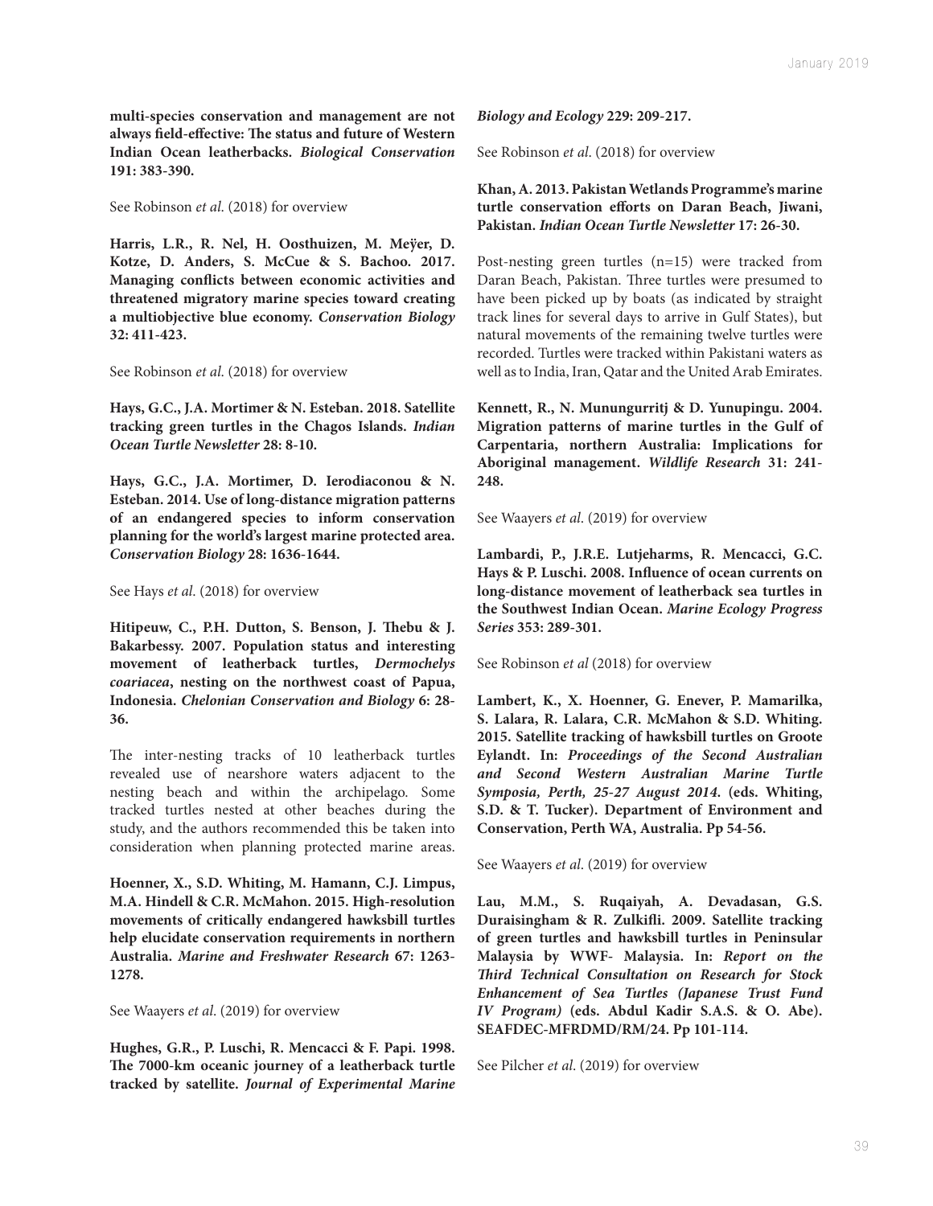**multi-species conservation and management are not always field-effective: The status and future of Western Indian Ocean leatherbacks. *Biological Conservation* 191: 383-390.**

See Robinson *et al.* (2018) for overview

**Harris, L.R., R. Nel, H. Oosthuizen, M. Meÿer, D. Kotze, D. Anders, S. McCue & S. Bachoo. 2017. Managing conflicts between economic activities and threatened migratory marine species toward creating a multiobjective blue economy. *Conservation Biology* 32: 411-423.**

See Robinson *et al.* (2018) for overview

**Hays, G.C., J.A. Mortimer & N. Esteban. 2018. Satellite tracking green turtles in the Chagos Islands. *Indian Ocean Turtle Newsletter* 28: 8-10.**

**Hays, G.C., J.A. Mortimer, D. Ierodiaconou & N. Esteban. 2014. Use of long-distance migration patterns of an endangered species to inform conservation planning for the world's largest marine protected area. *Conservation Biology* 28: 1636-1644.**

See Hays *et al.* (2018) for overview

**Hitipeuw, C., P.H. Dutton, S. Benson, J. Thebu & J. Bakarbessy. 2007. Population status and interesting movement of leatherback turtles, *Dermochelys coariacea*, nesting on the northwest coast of Papua, Indonesia. *Chelonian Conservation and Biology* 6: 28-36.**

The inter-nesting tracks of 10 leatherback turtles revealed use of nearshore waters adjacent to the nesting beach and within the archipelago. Some tracked turtles nested at other beaches during the study, and the authors recommended this be taken into consideration when planning protected marine areas.

**Hoenner, X., S.D. Whiting, M. Hamann, C.J. Limpus, M.A. Hindell & C.R. McMahon. 2015. High-resolution movements of critically endangered hawksbill turtles help elucidate conservation requirements in northern Australia. *Marine and Freshwater Research* 67: 1263-1278.**

See Waayers *et al.* (2019) for overview

**Hughes, G.R., P. Luschi, R. Mencacci & F. Papi. 1998. The 7000-km oceanic journey of a leatherback turtle tracked by satellite. *Journal of Experimental Marine Biology and Ecology* 229: 209-217.**

See Robinson *et al.* (2018) for overview

**Khan, A. 2013. Pakistan Wetlands Programme's marine turtle conservation efforts on Daran Beach, Jiwani, Pakistan. *Indian Ocean Turtle Newsletter* 17: 26-30.**

Post-nesting green turtles (n=15) were tracked from Daran Beach, Pakistan. Three turtles were presumed to have been picked up by boats (as indicated by straight track lines for several days to arrive in Gulf States), but natural movements of the remaining twelve turtles were recorded. Turtles were tracked within Pakistani waters as well as to India, Iran, Qatar and the United Arab Emirates.

**Kennett, R., N. Munungurritj & D. Yunupingu. 2004. Migration patterns of marine turtles in the Gulf of Carpentaria, northern Australia: Implications for Aboriginal management. *Wildlife Research* 31: 241-248.**

See Waayers *et al.* (2019) for overview

**Lambardi, P., J.R.E. Lutjeharms, R. Mencacci, G.C. Hays & P. Luschi. 2008. Influence of ocean currents on long-distance movement of leatherback sea turtles in the Southwest Indian Ocean. *Marine Ecology Progress Series* 353: 289-301.**

See Robinson *et al* (2018) for overview

**Lambert, K., X. Hoenner, G. Enever, P. Mamarilka, S. Lalara, R. Lalara, C.R. McMahon & S.D. Whiting. 2015. Satellite tracking of hawksbill turtles on Groote Eylandt. In: *Proceedings of the Second Australian and Second Western Australian Marine Turtle Symposia, Perth, 25-27 August 2014.* (eds. Whiting, S.D. & T. Tucker). Department of Environment and Conservation, Perth WA, Australia. Pp 54-56.**

See Waayers *et al.* (2019) for overview

**Lau, M.M., S. Ruqaiyah, A. Devadasan, G.S. Duraisingham & R. Zulkifli. 2009. Satellite tracking of green turtles and hawksbill turtles in Peninsular Malaysia by WWF- Malaysia. In: *Report on the Third Technical Consultation on Research for Stock Enhancement of Sea Turtles (Japanese Trust Fund IV Program)* (eds. Abdul Kadir S.A.S. & O. Abe). SEAFDEC-MFRDMD/RM/24. Pp 101-114.**

See Pilcher *et al.* (2019) for overview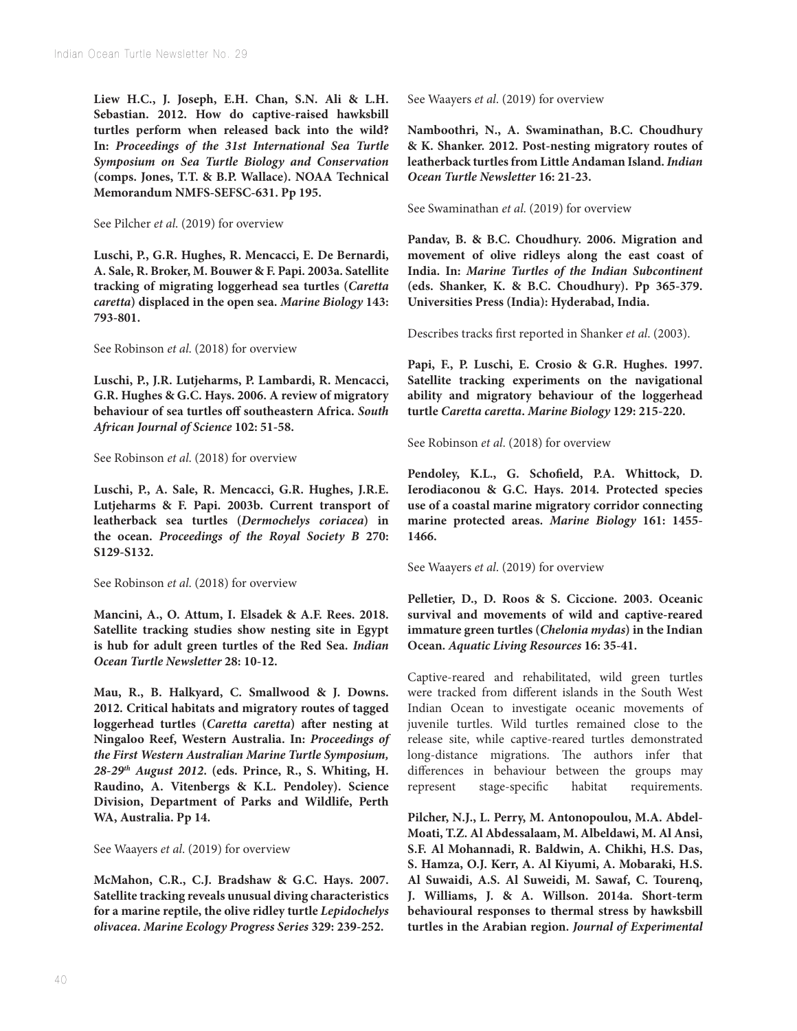**Liew H.C., J. Joseph, E.H. Chan, S.N. Ali & L.H. Sebastian. 2012. How do captive-raised hawksbill turtles perform when released back into the wild? In: *Proceedings of the 31st International Sea Turtle Symposium on Sea Turtle Biology and Conservation* (comps. Jones, T.T. & B.P. Wallace). NOAA Technical Memorandum NMFS-SEFSC-631. Pp 195.**

See Pilcher *et al.* (2019) for overview

**Luschi, P., G.R. Hughes, R. Mencacci, E. De Bernardi, A. Sale, R. Broker, M. Bouwer & F. Papi. 2003a. Satellite tracking of migrating loggerhead sea turtles (*Caretta caretta*) displaced in the open sea. *Marine Biology* 143: 793-801.**

See Robinson *et al.* (2018) for overview

**Luschi, P., J.R. Lutjeharms, P. Lambardi, R. Mencacci, G.R. Hughes & G.C. Hays. 2006. A review of migratory behaviour of sea turtles off southeastern Africa. *South African Journal of Science* 102: 51-58.**

See Robinson *et al.* (2018) for overview

**Luschi, P., A. Sale, R. Mencacci, G.R. Hughes, J.R.E. Lutjeharms & F. Papi. 2003b. Current transport of leatherback sea turtles (*Dermochelys coriacea*) in the ocean. *Proceedings of the Royal Society B* 270: S129-S132.**

See Robinson *et al.* (2018) for overview

**Mancini, A., O. Attum, I. Elsadek & A.F. Rees. 2018. Satellite tracking studies show nesting site in Egypt is hub for adult green turtles of the Red Sea. *Indian Ocean Turtle Newsletter* 28: 10-12.**

**Mau, R., B. Halkyard, C. Smallwood & J. Downs. 2012. Critical habitats and migratory routes of tagged loggerhead turtles (*Caretta caretta*) after nesting at Ningaloo Reef, Western Australia. In: *Proceedings of the First Western Australian Marine Turtle Symposium, 28-29th August 2012*. (eds. Prince, R., S. Whiting, H. Raudino, A. Vitenbergs & K.L. Pendoley). Science Division, Department of Parks and Wildlife, Perth WA, Australia. Pp 14.**

See Waayers *et al*. (2019) for overview

**McMahon, C.R., C.J. Bradshaw & G.C. Hays. 2007. Satellite tracking reveals unusual diving characteristics for a marine reptile, the olive ridley turtle *Lepidochelys olivacea*. *Marine Ecology Progress Series* 329: 239-252.**

See Waayers *et al*. (2019) for overview

**Namboothri, N., A. Swaminathan, B.C. Choudhury & K. Shanker. 2012. Post-nesting migratory routes of leatherback turtles from Little Andaman Island. *Indian Ocean Turtle Newsletter* 16: 21-23.**

See Swaminathan *et al*. (2019) for overview

**Pandav, B. & B.C. Choudhury. 2006. Migration and movement of olive ridleys along the east coast of India. In: *Marine Turtles of the Indian Subcontinent* (eds. Shanker, K. & B.C. Choudhury). Pp 365-379. Universities Press (India): Hyderabad, India.**

Describes tracks first reported in Shanker *et al*. (2003).

**Papi, F., P. Luschi, E. Crosio & G.R. Hughes. 1997. Satellite tracking experiments on the navigational ability and migratory behaviour of the loggerhead turtle *Caretta caretta*. *Marine Biology* 129: 215-220.**

See Robinson *et al*. (2018) for overview

**Pendoley, K.L., G. Schofield, P.A. Whittock, D. Ierodiaconou & G.C. Hays. 2014. Protected species use of a coastal marine migratory corridor connecting marine protected areas. *Marine Biology* 161: 1455-1466.**

See Waayers *et al*. (2019) for overview

**Pelletier, D., D. Roos & S. Ciccione. 2003. Oceanic survival and movements of wild and captive-reared immature green turtles (*Chelonia mydas*) in the Indian Ocean. *Aquatic Living Resources* 16: 35-41.**

Captive-reared and rehabilitated, wild green turtles were tracked from different islands in the South West Indian Ocean to investigate oceanic movements of juvenile turtles. Wild turtles remained close to the release site, while captive-reared turtles demonstrated long-distance migrations. The authors infer that differences in behaviour between the groups may represent stage-specific habitat requirements.

**Pilcher, N.J., L. Perry, M. Antonopoulou, M.A. Abdel-Moati, T.Z. Al Abdessalaam, M. Albeldawi, M. Al Ansi, S.F. Al Mohannadi, R. Baldwin, A. Chikhi, H.S. Das, S. Hamza, O.J. Kerr, A. Al Kiyumi, A. Mobaraki, H.S. Al Suwaidi, A.S. Al Suweidi, M. Sawaf, C. Tourenq, J. Williams, J. & A. Willson. 2014a. Short-term behavioural responses to thermal stress by hawksbill turtles in the Arabian region. *Journal of Experimental***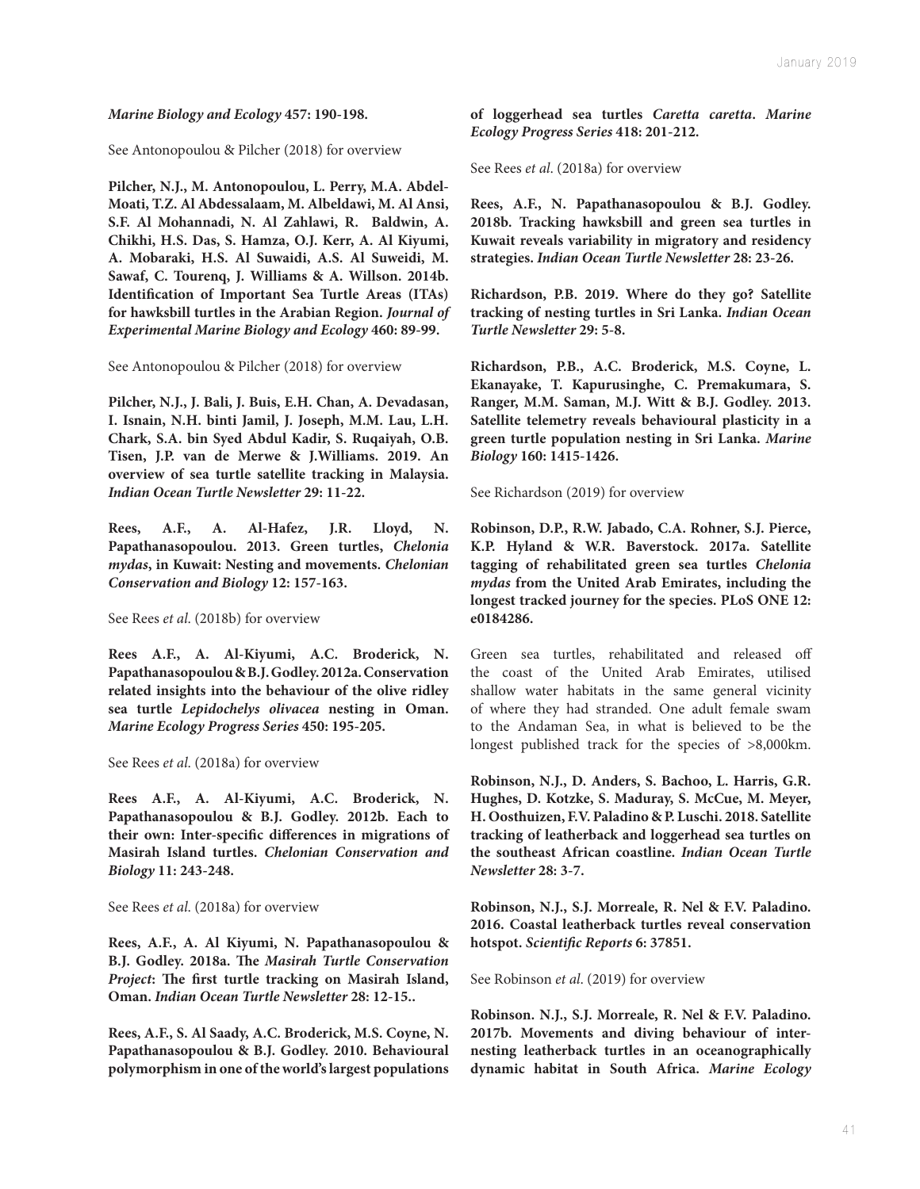***Marine Biology and Ecology* 457: 190-198.**

See Antonopoulou & Pilcher (2018) for overview

**Pilcher, N.J., M. Antonopoulou, L. Perry, M.A. Abdel-Moati, T.Z. Al Abdessalaam, M. Albeldawi, M. Al Ansi, S.F. Al Mohannadi, N. Al Zahlawi, R. Baldwin, A. Chikhi, H.S. Das, S. Hamza, O.J. Kerr, A. Al Kiyumi, A. Mobaraki, H.S. Al Suwaidi, A.S. Al Suweidi, M. Sawaf, C. Tourenq, J. Williams & A. Willson. 2014b. Identification of Important Sea Turtle Areas (ITAs) for hawksbill turtles in the Arabian Region. *Journal of Experimental Marine Biology and Ecology* 460: 89-99.**

See Antonopoulou & Pilcher (2018) for overview

**Pilcher, N.J., J. Bali, J. Buis, E.H. Chan, A. Devadasan, I. Isnain, N.H. binti Jamil, J. Joseph, M.M. Lau, L.H. Chark, S.A. bin Syed Abdul Kadir, S. Ruqaiyah, O.B. Tisen, J.P. van de Merwe & J.Williams. 2019. An overview of sea turtle satellite tracking in Malaysia. *Indian Ocean Turtle Newsletter* 29: 11-22.**

**Rees, A.F., A. Al-Hafez, J.R. Lloyd, N. Papathanasopoulou. 2013. Green turtles, *Chelonia mydas*, in Kuwait: Nesting and movements. *Chelonian Conservation and Biology* 12: 157-163.**

See Rees *et al.* (2018b) for overview

**Rees A.F., A. Al-Kiyumi, A.C. Broderick, N. Papathanasopoulou & B.J. Godley. 2012a. Conservation related insights into the behaviour of the olive ridley sea turtle *Lepidochelys olivacea* nesting in Oman. *Marine Ecology Progress Series* 450: 195-205.**

See Rees *et al.* (2018a) for overview

**Rees A.F., A. Al-Kiyumi, A.C. Broderick, N. Papathanasopoulou & B.J. Godley. 2012b. Each to their own: Inter-specific differences in migrations of Masirah Island turtles. *Chelonian Conservation and Biology* 11: 243-248.**

See Rees *et al.* (2018a) for overview

**Rees, A.F., A. Al Kiyumi, N. Papathanasopoulou & B.J. Godley. 2018a. The *Masirah Turtle Conservation Project*: The first turtle tracking on Masirah Island, Oman. *Indian Ocean Turtle Newsletter* 28: 12-15..**

**Rees, A.F., S. Al Saady, A.C. Broderick, M.S. Coyne, N. Papathanasopoulou & B.J. Godley. 2010. Behavioural polymorphism in one of the world's largest populations of loggerhead sea turtles *Caretta caretta*. *Marine Ecology Progress Series* 418: 201-212.**

See Rees *et al.* (2018a) for overview

**Rees, A.F., N. Papathanasopoulou & B.J. Godley. 2018b. Tracking hawksbill and green sea turtles in Kuwait reveals variability in migratory and residency strategies. *Indian Ocean Turtle Newsletter* 28: 23-26.**

**Richardson, P.B. 2019. Where do they go? Satellite tracking of nesting turtles in Sri Lanka. *Indian Ocean Turtle Newsletter* 29: 5-8.**

**Richardson, P.B., A.C. Broderick, M.S. Coyne, L. Ekanayake, T. Kapurusinghe, C. Premakumara, S. Ranger, M.M. Saman, M.J. Witt & B.J. Godley. 2013. Satellite telemetry reveals behavioural plasticity in a green turtle population nesting in Sri Lanka. *Marine Biology* 160: 1415-1426.**

See Richardson (2019) for overview

**Robinson, D.P., R.W. Jabado, C.A. Rohner, S.J. Pierce, K.P. Hyland & W.R. Baverstock. 2017a. Satellite tagging of rehabilitated green sea turtles *Chelonia mydas* from the United Arab Emirates, including the longest tracked journey for the species. PLoS ONE 12: e0184286.**

Green sea turtles, rehabilitated and released off the coast of the United Arab Emirates, utilised shallow water habitats in the same general vicinity of where they had stranded. One adult female swam to the Andaman Sea, in what is believed to be the longest published track for the species of >8,000km.

**Robinson, N.J., D. Anders, S. Bachoo, L. Harris, G.R. Hughes, D. Kotzke, S. Maduray, S. McCue, M. Meyer, H. Oosthuizen, F.V. Paladino & P. Luschi. 2018. Satellite tracking of leatherback and loggerhead sea turtles on the southeast African coastline. *Indian Ocean Turtle Newsletter* 28: 3-7.**

**Robinson, N.J., S.J. Morreale, R. Nel & F.V. Paladino. 2016. Coastal leatherback turtles reveal conservation hotspot. *Scientific Reports* 6: 37851.**

See Robinson *et al.* (2019) for overview

**Robinson. N.J., S.J. Morreale, R. Nel & F.V. Paladino. 2017b. Movements and diving behaviour of inter-nesting leatherback turtles in an oceanographically dynamic habitat in South Africa. *Marine Ecology***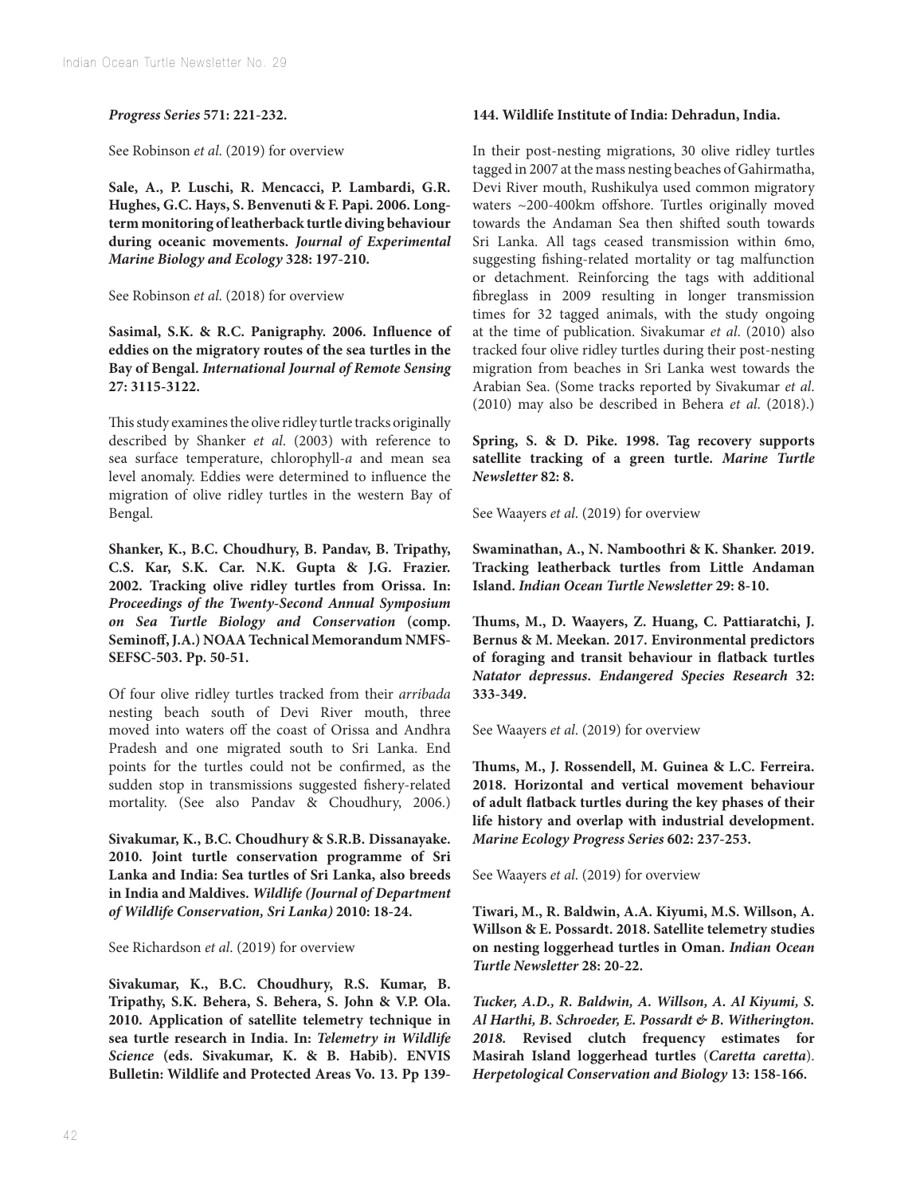***Progress Series*** **571: 221-232.**

See Robinson *et al*. (2019) for overview

**Sale, A., P. Luschi, R. Mencacci, P. Lambardi, G.R. Hughes, G.C. Hays, S. Benvenuti & F. Papi. 2006. Long-term monitoring of leatherback turtle diving behaviour during oceanic movements. *Journal of Experimental Marine Biology and Ecology* 328: 197-210.**

See Robinson *et al*. (2018) for overview

**Sasimal, S.K. & R.C. Panigraphy. 2006. Influence of eddies on the migratory routes of the sea turtles in the Bay of Bengal. *International Journal of Remote Sensing* 27: 3115-3122.**

This study examines the olive ridley turtle tracks originally described by Shanker *et al*. (2003) with reference to sea surface temperature, chlorophyll-*a* and mean sea level anomaly. Eddies were determined to influence the migration of olive ridley turtles in the western Bay of Bengal.

**Shanker, K., B.C. Choudhury, B. Pandav, B. Tripathy, C.S. Kar, S.K. Car. N.K. Gupta & J.G. Frazier. 2002. Tracking olive ridley turtles from Orissa. In: *Proceedings of the Twenty-Second Annual Symposium on Sea Turtle Biology and Conservation* (comp. Seminoff, J.A.) NOAA Technical Memorandum NMFS-SEFSC-503. Pp. 50-51.**

Of four olive ridley turtles tracked from their *arribada* nesting beach south of Devi River mouth, three moved into waters off the coast of Orissa and Andhra Pradesh and one migrated south to Sri Lanka. End points for the turtles could not be confirmed, as the sudden stop in transmissions suggested fishery-related mortality. (See also Pandav & Choudhury, 2006.)

**Sivakumar, K., B.C. Choudhury & S.R.B. Dissanayake. 2010. Joint turtle conservation programme of Sri Lanka and India: Sea turtles of Sri Lanka, also breeds in India and Maldives. *Wildlife (Journal of Department of Wildlife Conservation, Sri Lanka)* 2010: 18-24.**

See Richardson *et al*. (2019) for overview

**Sivakumar, K., B.C. Choudhury, R.S. Kumar, B. Tripathy, S.K. Behera, S. Behera, S. John & V.P. Ola. 2010. Application of satellite telemetry technique in sea turtle research in India. In: *Telemetry in Wildlife Science* (eds. Sivakumar, K. & B. Habib). ENVIS Bulletin: Wildlife and Protected Areas Vo. 13. Pp 139-144. Wildlife Institute of India: Dehradun, India.**

In their post-nesting migrations, 30 olive ridley turtles tagged in 2007 at the mass nesting beaches of Gahirmatha, Devi River mouth, Rushikulya used common migratory waters ~200-400km offshore. Turtles originally moved towards the Andaman Sea then shifted south towards Sri Lanka. All tags ceased transmission within 6mo, suggesting fishing-related mortality or tag malfunction or detachment. Reinforcing the tags with additional fibreglass in 2009 resulting in longer transmission times for 32 tagged animals, with the study ongoing at the time of publication. Sivakumar *et al*. (2010) also tracked four olive ridley turtles during their post-nesting migration from beaches in Sri Lanka west towards the Arabian Sea. (Some tracks reported by Sivakumar *et al*. (2010) may also be described in Behera *et al*. (2018).)

**Spring, S. & D. Pike. 1998. Tag recovery supports satellite tracking of a green turtle. *Marine Turtle Newsletter* 82: 8.**

See Waayers *et al*. (2019) for overview

**Swaminathan, A., N. Namboothri & K. Shanker. 2019. Tracking leatherback turtles from Little Andaman Island. *Indian Ocean Turtle Newsletter* 29: 8-10.**

**Thums, M., D. Waayers, Z. Huang, C. Pattiaratchi, J. Bernus & M. Meekan. 2017. Environmental predictors of foraging and transit behaviour in flatback turtles *Natator depressus*. *Endangered Species Research* 32: 333-349.**

See Waayers *et al*. (2019) for overview

**Thums, M., J. Rossendell, M. Guinea & L.C. Ferreira. 2018. Horizontal and vertical movement behaviour of adult flatback turtles during the key phases of their life history and overlap with industrial development. *Marine Ecology Progress Series* 602: 237-253.**

See Waayers *et al*. (2019) for overview

**Tiwari, M., R. Baldwin, A.A. Kiyumi, M.S. Willson, A. Willson & E. Possardt. 2018. Satellite telemetry studies on nesting loggerhead turtles in Oman. *Indian Ocean Turtle Newsletter* 28: 20-22.**

***Tucker, A.D., R. Baldwin, A. Willson, A. Al Kiyumi, S. Al Harthi, B. Schroeder, E. Possardt & B. Witherington. 2018.*** **Revised clutch frequency estimates for Masirah Island loggerhead turtles (*Caretta caretta*). *Herpetological Conservation and Biology* 13: 158-166.**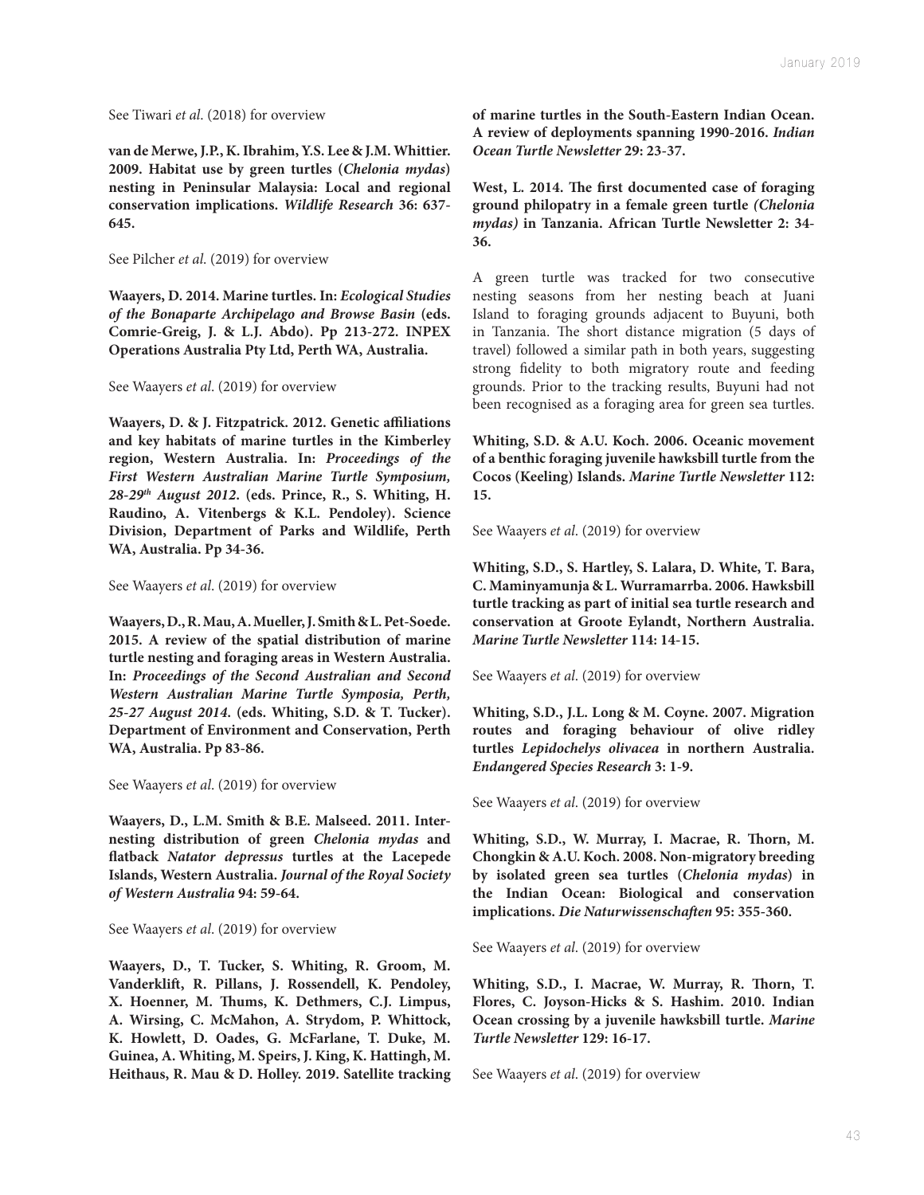See Tiwari *et al*. (2018) for overview

**van de Merwe, J.P., K. Ibrahim, Y.S. Lee & J.M. Whittier. 2009. Habitat use by green turtles (*Chelonia mydas*) nesting in Peninsular Malaysia: Local and regional conservation implications. *Wildlife Research* 36: 637-645.**

See Pilcher *et al*. (2019) for overview

**Waayers, D. 2014. Marine turtles. In: *Ecological Studies of the Bonaparte Archipelago and Browse Basin* (eds. Comrie-Greig, J. & L.J. Abdo). Pp 213-272. INPEX Operations Australia Pty Ltd, Perth WA, Australia.**

See Waayers *et al*. (2019) for overview

**Waayers, D. & J. Fitzpatrick. 2012. Genetic affiliations and key habitats of marine turtles in the Kimberley region, Western Australia. In: *Proceedings of the First Western Australian Marine Turtle Symposium, 28-29th August 2012*. (eds. Prince, R., S. Whiting, H. Raudino, A. Vitenbergs & K.L. Pendoley). Science Division, Department of Parks and Wildlife, Perth WA, Australia. Pp 34-36.**

See Waayers *et al*. (2019) for overview

**Waayers, D., R. Mau, A. Mueller, J. Smith & L. Pet-Soede. 2015. A review of the spatial distribution of marine turtle nesting and foraging areas in Western Australia. In: *Proceedings of the Second Australian and Second Western Australian Marine Turtle Symposia, Perth, 25-27 August 2014*. (eds. Whiting, S.D. & T. Tucker). Department of Environment and Conservation, Perth WA, Australia. Pp 83-86.**

See Waayers *et al*. (2019) for overview

**Waayers, D., L.M. Smith & B.E. Malseed. 2011. Inter-nesting distribution of green *Chelonia mydas* and flatback *Natator depressus* turtles at the Lacepede Islands, Western Australia. *Journal of the Royal Society of Western Australia* 94: 59-64.**

See Waayers *et al*. (2019) for overview

**Waayers, D., T. Tucker, S. Whiting, R. Groom, M. Vanderklift, R. Pillans, J. Rossendell, K. Pendoley, X. Hoenner, M. Thums, K. Dethmers, C.J. Limpus, A. Wirsing, C. McMahon, A. Strydom, P. Whittock, K. Howlett, D. Oades, G. McFarlane, T. Duke, M. Guinea, A. Whiting, M. Speirs, J. King, K. Hattingh, M. Heithaus, R. Mau & D. Holley. 2019. Satellite tracking of marine turtles in the South-Eastern Indian Ocean. A review of deployments spanning 1990-2016. *Indian Ocean Turtle Newsletter* 29: 23-37.**

**West, L. 2014. The first documented case of foraging ground philopatry in a female green turtle *(Chelonia mydas)* in Tanzania. African Turtle Newsletter 2: 34-36.**

A green turtle was tracked for two consecutive nesting seasons from her nesting beach at Juani Island to foraging grounds adjacent to Buyuni, both in Tanzania. The short distance migration (5 days of travel) followed a similar path in both years, suggesting strong fidelity to both migratory route and feeding grounds. Prior to the tracking results, Buyuni had not been recognised as a foraging area for green sea turtles.

**Whiting, S.D. & A.U. Koch. 2006. Oceanic movement of a benthic foraging juvenile hawksbill turtle from the Cocos (Keeling) Islands. *Marine Turtle Newsletter* 112: 15.**

See Waayers *et al*. (2019) for overview

**Whiting, S.D., S. Hartley, S. Lalara, D. White, T. Bara, C. Maminyamunja & L. Wurramarrba. 2006. Hawksbill turtle tracking as part of initial sea turtle research and conservation at Groote Eylandt, Northern Australia. *Marine Turtle Newsletter* 114: 14-15.**

See Waayers *et al*. (2019) for overview

**Whiting, S.D., J.L. Long & M. Coyne. 2007. Migration routes and foraging behaviour of olive ridley turtles *Lepidochelys olivacea* in northern Australia. *Endangered Species Research* 3: 1-9.**

See Waayers *et al*. (2019) for overview

**Whiting, S.D., W. Murray, I. Macrae, R. Thorn, M. Chongkin & A.U. Koch. 2008. Non-migratory breeding by isolated green sea turtles (*Chelonia mydas*) in the Indian Ocean: Biological and conservation implications. *Die Naturwissenschaften* 95: 355-360.**

See Waayers *et al*. (2019) for overview

**Whiting, S.D., I. Macrae, W. Murray, R. Thorn, T. Flores, C. Joyson-Hicks & S. Hashim. 2010. Indian Ocean crossing by a juvenile hawksbill turtle. *Marine Turtle Newsletter* 129: 16-17.**

See Waayers *et al*. (2019) for overview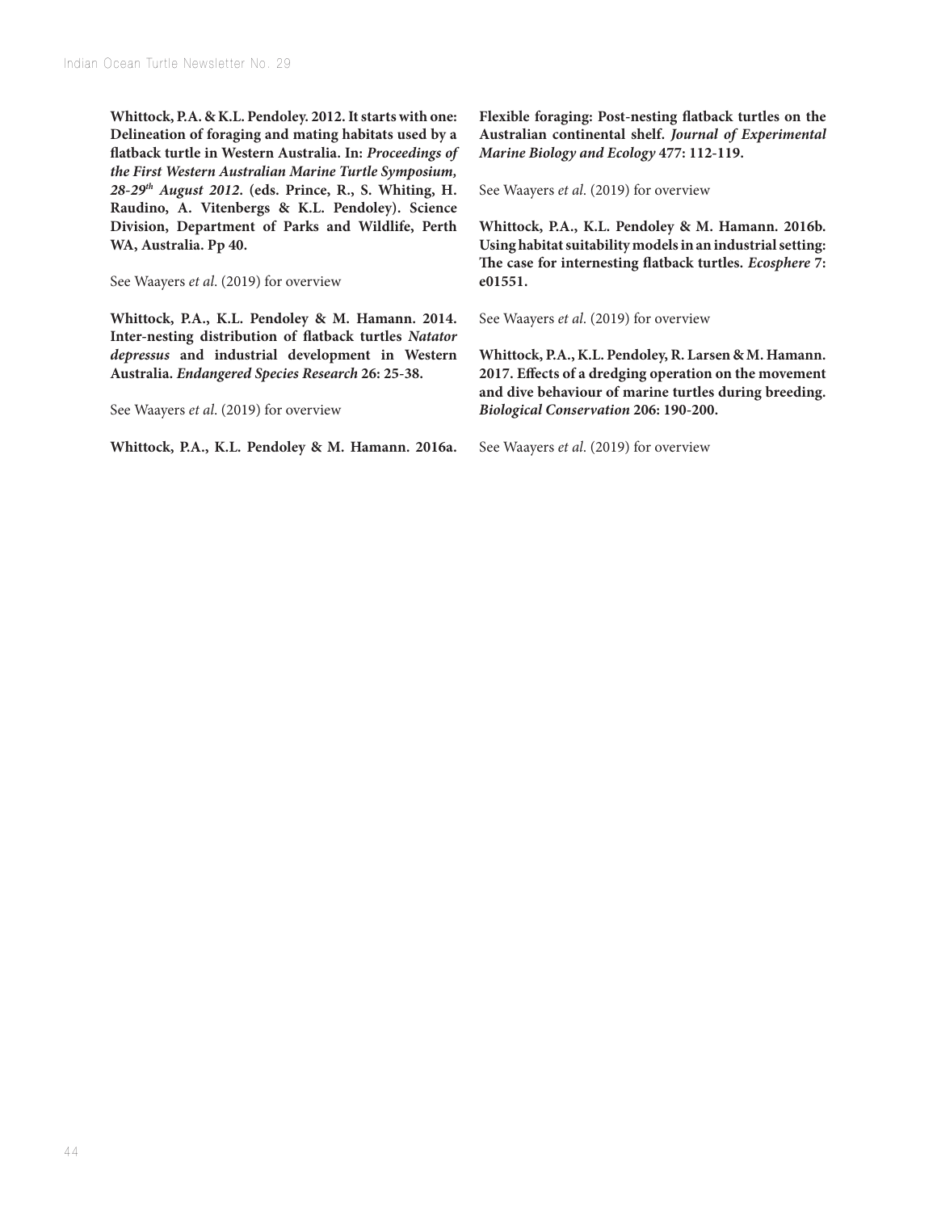**Whittock, P.A. & K.L. Pendoley. 2012. It starts with one: Delineation of foraging and mating habitats used by a flatback turtle in Western Australia. In: *Proceedings of the First Western Australian Marine Turtle Symposium, 28-29th August 2012*. (eds. Prince, R., S. Whiting, H. Raudino, A. Vitenbergs & K.L. Pendoley). Science Division, Department of Parks and Wildlife, Perth WA, Australia. Pp 40.**

See Waayers *et al.* (2019) for overview

**Whittock, P.A., K.L. Pendoley & M. Hamann. 2014. Inter-nesting distribution of flatback turtles *Natator depressus* and industrial development in Western Australia. *Endangered Species Research* 26: 25-38.**

See Waayers *et al.* (2019) for overview

**Whittock, P.A., K.L. Pendoley & M. Hamann. 2016a. Flexible foraging: Post-nesting flatback turtles on the Australian continental shelf. *Journal of Experimental Marine Biology and Ecology* 477: 112-119.**

See Waayers *et al.* (2019) for overview

**Whittock, P.A., K.L. Pendoley & M. Hamann. 2016b. Using habitat suitability models in an industrial setting: The case for internesting flatback turtles. *Ecosphere* 7: e01551.**

See Waayers *et al.* (2019) for overview

**Whittock, P.A., K.L. Pendoley, R. Larsen & M. Hamann. 2017. Effects of a dredging operation on the movement and dive behaviour of marine turtles during breeding. *Biological Conservation* 206: 190-200.**

See Waayers *et al.* (2019) for overview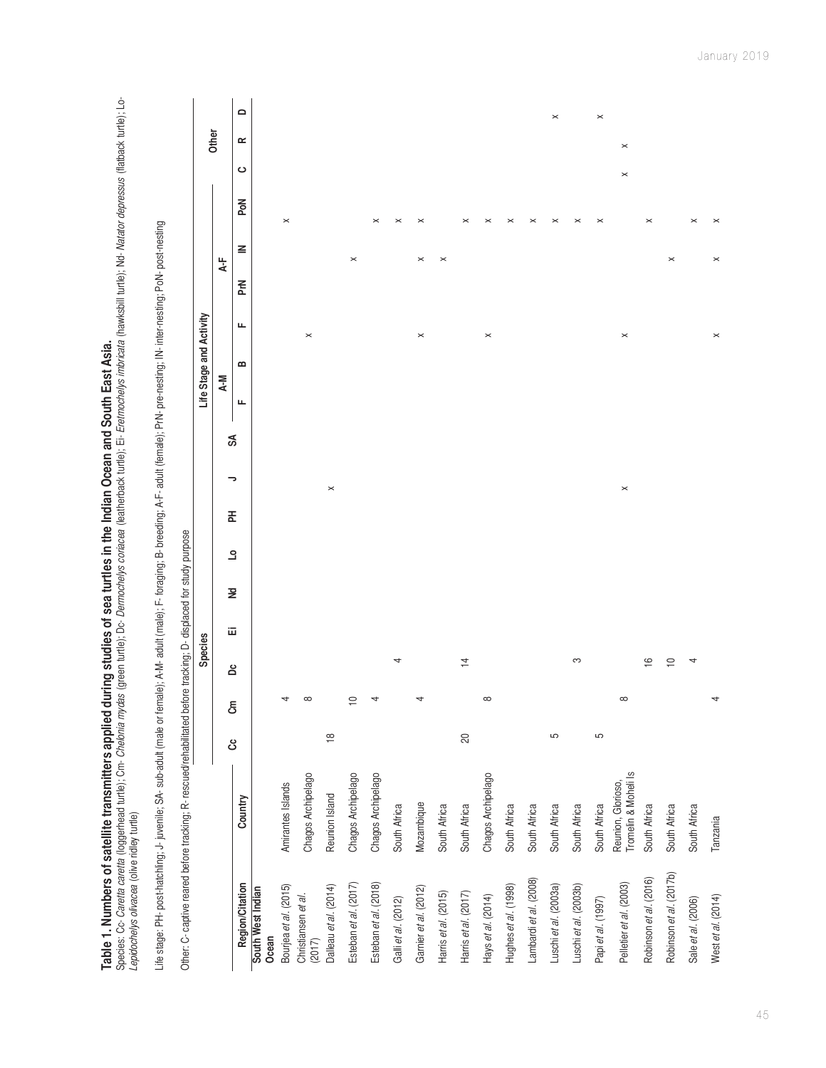**Table 1. Numbers of satellite transmitters applied during studies of sea turtles in the Indian Ocean and South East Asia.**

Species: Cc- *Caretta caretta* (loggerhead turtle); Cm- *Chelonia mydas* (green turtle); Dc- *Dermochelys coriacea* (leatherback turtle); Ei- *Eretmochelys imbricata* (hawksbill turtle); Nd- *Natator depressus* (flatback turtle); Lo- *Lepidochelys olivacea* (olive ridley turtle)

Life stage: PH- post-hatchling; J- juvenile; SA- sub-adult (male or female); A-M- adult (male); F- foraging; B- breeding; A-F- adult (female); PrN- pre-nesting; IN- inter-nesting; PoN- post-nesting

Other: C- captive reared before tracking; R- rescued/rehabilitated before tracking; D- displaced for study purpose

| Region/Citation | Country | Species | | | | | | Life Stage and Activity | | | | | | | | | Other | | |
|---|---|---|---|---|---|---|---|---|---|---|---|---|---|---|---|---|---|---|---|
| | | | | | | | | | | | A-M | | A-F | | | | | | |
| | | Cc | Cm | Dc | Ei | Nd | Lo | PH | J | SA | F | B | F | PrN | IN | PoN | C | R | D |
| **South West Indian Ocean** | | | | | | | | | | | | | | | | | | | |
| Bourjea *et al.* (2015) | Amirantes Islands | | 4 | | | | | | | | | | | | | × | | | |
| Christiansen *et al.* (2017) | Chagos Archipelago | | 8 | | | | | | | | | | | × | | | | | |
| Dalleau *et al.* (2014) | Reunion Island | 18 | | | | | | | × | | | | | | | | | | |
| Esteban *et al.* (2017) | Chagos Archipelago | | 10 | | | | | | | | | | | | × | | | | |
| Esteban *et al.* (2018) | Chagos Archipelago | | 4 | | | | | | | | | | | | | × | | | |
| Galli *et al.* (2012) | South Africa | | | 4 | | | | | | | | | | | | × | | | |
| Garnier *et al.* (2012) | Mozambique | | 4 | | | | | | | | | | × | | × | × | | | |
| Harris *et al.* (2015) | South Africa | | | | | | | | | | | | | | × | | | | |
| Harris *et al.* (2017) | South Africa | 20 | | 14 | | | | | | | | | | | | × | | | |
| Hays *et al.* (2014) | Chagos Archipelago | | 8 | | | | | | | | | | × | | | | | | |
| Hughes *et al.* (1998) | South Africa | | | | | | | | | | | | | | | × | | | |
| Lambardi *et al.* (2008) | South Africa | | | | | | | | | | | | | | | × | | | |
| Luschi *et al.* (2003a) | South Africa | 5 | | | | | | | | | | | | | | × | | | × |
| Luschi *et al.* (2003b) | South Africa | | | 3 | | | | | | | | | | | | × | | | |
| Papi *et al.* (1997) | South Africa | 5 | | | | | | | | | | | | | | × | | | × |
| Pelletier *et al.* (2003) | Reunion, Glorioso, Tromelin & Moheli Is | | 8 | | | | | | × | | | | × | | | | × | × | |
| Robinson *et al.* (2016) | South Africa | | | 16 | | | | | | | | | | | | × | | | |
| Robinson *et al.* (2017b) | South Africa | | | 10 | | | | | | | | | | × | | | | | |
| Sale *et al.* (2006) | South Africa | | | 4 | | | | | | | | | | | | × | | | |
| West *et al.* (2014) | Tanzania | | 4 | | | | | | | | | | × | | × | × | | | |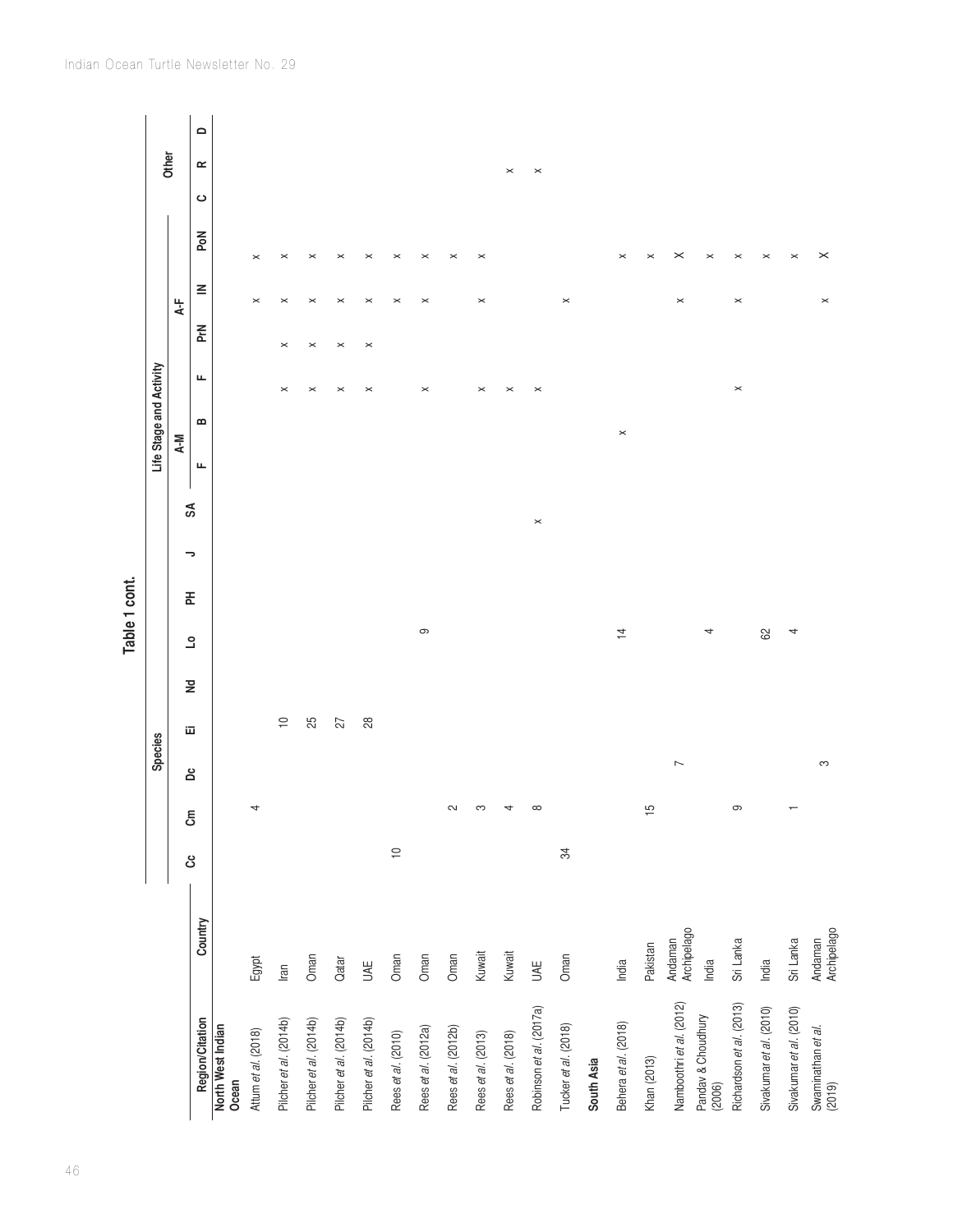**Table 1 cont.**

| Region/Citation | Country | Species | | | | | | | | | Life Stage and Activity | | | | | | Other | | |
|---|---|---|---|---|---|---|---|---|---|---|---|---|---|---|---|---|---|---|---|
| | | | | | | | | | | | A-M | | A-F | | | | | | |
| | | Cc | Cm | Dc | Ei | Nd | Lo | PH | J | SA | F | B | F | PrN | IN | PoN | C | R | D |
| **North West Indian Ocean** | | | | | | | | | | | | | | | | | | | |
| Attum *et al.* (2018) | Egypt | | 4 | | | | | | | | | | | | x | x | | | |
| Pilcher *et al.* (2014b) | Iran | | | | 10 | | | | | | | | x | x | x | x | | | |
| Pilcher *et al.* (2014b) | Oman | | | | 25 | | | | | | | | x | x | x | x | | | |
| Pilcher *et al.* (2014b) | Qatar | | | | 27 | | | | | | | | x | x | x | x | | | |
| Pilcher *et al.* (2014b) | UAE | | | | 28 | | | | | | | | x | x | x | x | | | |
| Rees *et al.* (2010) | Oman | 10 | | | | | | | | | | | | | x | x | | | |
| Rees *et al.* (2012a) | Oman | | | | | | 9 | | | | | | x | | x | x | | | |
| Rees *et al.* (2012b) | Oman | | 2 | | | | | | | | | | | | | x | | | |
| Rees *et al.* (2013) | Kuwait | | 3 | | | | | | | | | | x | | x | x | | | |
| Rees *et al.* (2018) | Kuwait | | 4 | | | | | | | | | | x | | | | | x | |
| Robinson *et al.* (2017a) | UAE | | 8 | | | | | | | x | | | x | | | | | x | |
| Tucker *et al.* (2018) | Oman | 34 | | | | | | | | | | | | | x | | | | |
| **South Asia** | | | | | | | | | | | | | | | | | | | |
| Behera *et al.* (2018) | India | | | | | | 14 | | | | | x | | | | x | | | |
| Khan (2013) | Pakistan | | 15 | | | | | | | | | | | | | x | | | |
| Namboothri *et al.* (2012) | Andaman Archipelago | | | 7 | | | | | | | | | | | x | x | | | |
| Pandav & Choudhury (2006) | India | | | | | | 4 | | | | | | | | | x | | | |
| Richardson *et al.* (2013) | Sri Lanka | | 9 | | | | | | | | | | x | | x | x | | | |
| Sivakumar *et al.* (2010) | India | | | | | | 62 | | | | | | | | | x | | | |
| Sivakumar *et al.* (2010) | Sri Lanka | | 1 | | | | 4 | | | | | | | | | x | | | |
| Swaminathan *et al.* (2019) | Andaman Archipelago | | | 3 | | | | | | | | | | | x | x | | | |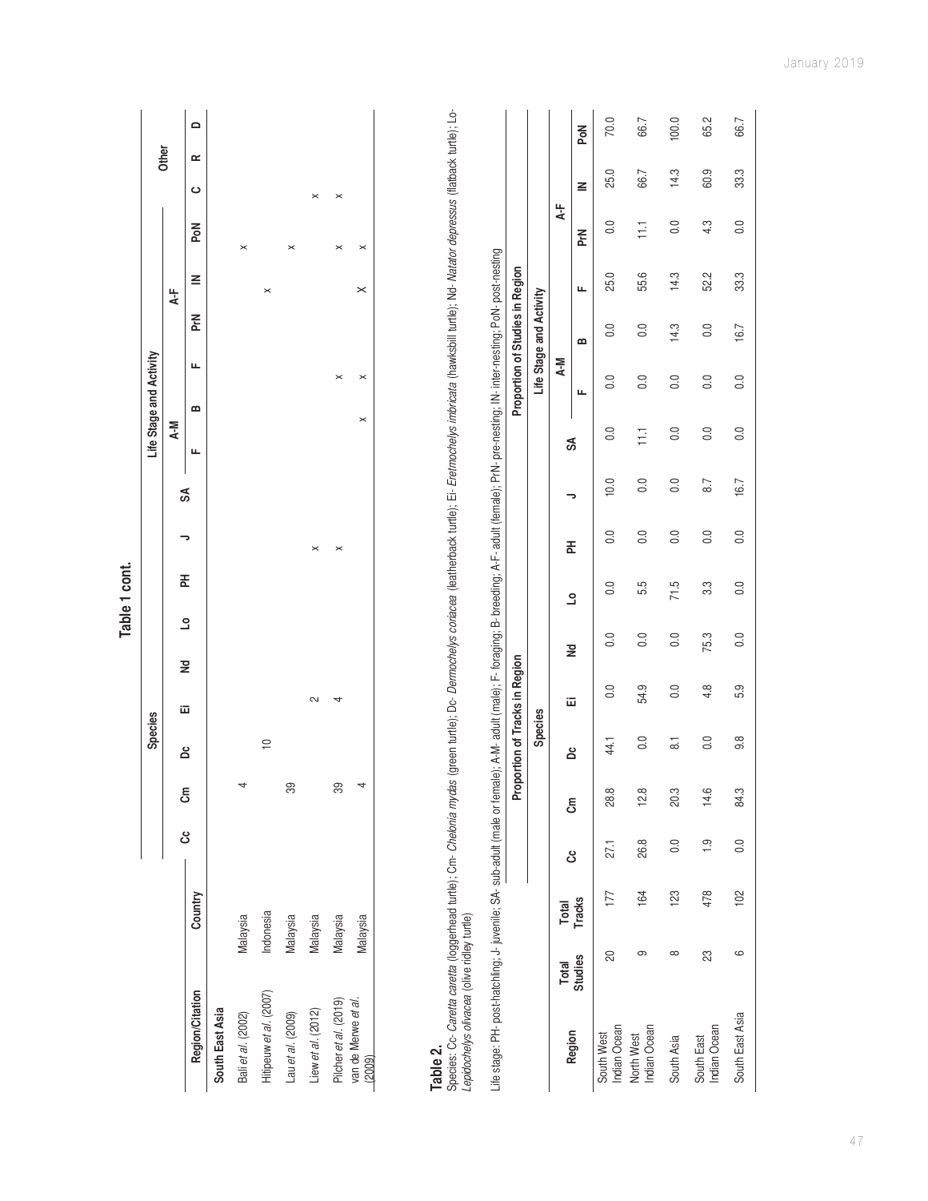**Table 1 cont.**

| Region/Citation | Country | Species | | | | | | | | | Life Stage and Activity | | | | | | Other | | |
|---|---|---|---|---|---|---|---|---|---|---|---|---|---|---|---|---|---|---|---|
| | | | | | | | | | | | A-M | | A-F | | | | | | |
| | | Cc | Cm | Dc | Ei | Nd | Lo | PH | J | SA | F | B | F | PrN | IN | PoN | C | R | D |
| **South East Asia** | | | | | | | | | | | | | | | | | | | |
| Bali *et al*. (2002) | Malaysia | | 4 | | | | | | | | | | | | | x | | | |
| Hitipeuw *et al*. (2007) | Indonesia | | | 10 | | | | | | | | | | | x | | | | |
| Lau *et al*. (2009) | Malaysia | | 39 | | | | | | | | | | | | | x | | | |
| Liew *et al*. (2012) | Malaysia | | | | 2 | | | | x | | | | | | | | x | | |
| Pilcher *et al*. (2019) | Malaysia | | 39 | | 4 | | | | x | | | | x | | | x | x | | |
| van de Merwe *et al*. (2009) | Malaysia | | 4 | | | | | | | | | x | x | | x | x | | | |

**Table 2.**

Species: Cc- *Caretta caretta* (loggerhead turtle); Cm- *Chelonia mydas* (green turtle); Dc- *Dermochelys coriacea* (leatherback turtle); Ei- *Eretmochelys imbricata* (hawksbill turtle); Nd- *Natator depressus* (flatback turtle); Lo- *Lepidochelys olivacea* (olive ridley turtle)

Life stage: PH- post-hatchling; J- juvenile; SA- sub-adult (male or female); A-M- adult (male); F- foraging; B- breeding; A-F- adult (female); PrN- pre-nesting; IN- inter-nesting; PoN- post-nesting

| Region | Total Studies | Total Tracks | Proportion of Tracks in Region | | | | | | Proportion of Studies in Region | | | | | | | | |
|---|---|---|---|---|---|---|---|---|---|---|---|---|---|---|---|---|---|
| | | | Species | | | | | | Life Stage and Activity | | | | | | | | |
| | | | | | | | | | | | | A-M | | A-F | | | |
| | | | Cc | Cm | Dc | Ei | Nd | Lo | PH | J | SA | F | B | F | PrN | IN | PoN |
| South West Indian Ocean | 20 | 177 | 27.1 | 28.8 | 44.1 | 0.0 | 0.0 | 0.0 | 0.0 | 10.0 | 0.0 | 0.0 | 0.0 | 25.0 | 0.0 | 25.0 | 70.0 |
| North West Indian Ocean | 9 | 164 | 26.8 | 12.8 | 0.0 | 54.9 | 0.0 | 5.5 | 0.0 | 0.0 | 11.1 | 0.0 | 0.0 | 55.6 | 11.1 | 66.7 | 66.7 |
| South Asia | 8 | 123 | 0.0 | 20.3 | 8.1 | 0.0 | 0.0 | 71.5 | 0.0 | 0.0 | 0.0 | 0.0 | 14.3 | 14.3 | 0.0 | 14.3 | 100.0 |
| South East Indian Ocean | 23 | 478 | 1.9 | 14.6 | 0.0 | 4.8 | 75.3 | 3.3 | 0.0 | 8.7 | 0.0 | 0.0 | 0.0 | 52.2 | 4.3 | 60.9 | 65.2 |
| South East Asia | 6 | 102 | 0.0 | 84.3 | 9.8 | 5.9 | 0.0 | 0.0 | 0.0 | 16.7 | 0.0 | 0.0 | 16.7 | 33.3 | 0.0 | 33.3 | 66.7 |